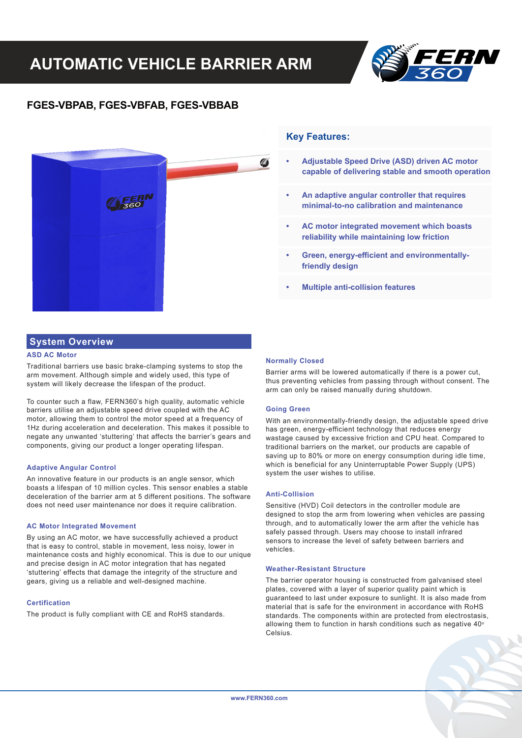# AUTOMATIC VEHICLE BARRIER ARM

## FGES-VBPAB, FGES-VBFAB, FGES-VBBAB

### Key Features:

- **Adjustable Speed Drive (ASD) driven AC motor capable of delivering stable and smooth operation**
- **An adaptive angular controller that requires minimal-to-no calibration and maintenance**
- **AC motor integrated movement which boasts reliability while maintaining low friction**
- **Green, energy-efficient and environmentally-friendly design**
- **Multiple anti-collision features**

## System Overview

### ASD AC Motor

Traditional barriers use basic brake-clamping systems to stop the arm movement. Although simple and widely used, this type of system will likely decrease the lifespan of the product.

To counter such a flaw, FERN360's high quality, automatic vehicle barriers utilise an adjustable speed drive coupled with the AC motor, allowing them to control the motor speed at a frequency of 1Hz during acceleration and deceleration. This makes it possible to negate any unwanted 'stuttering' that affects the barrier's gears and components, giving our product a longer operating lifespan.

### Adaptive Angular Control

An innovative feature in our products is an angle sensor, which boasts a lifespan of 10 million cycles. This sensor enables a stable deceleration of the barrier arm at 5 different positions. The software does not need user maintenance nor does it require calibration.

### AC Motor Integrated Movement

By using an AC motor, we have successfully achieved a product that is easy to control, stable in movement, less noisy, lower in maintenance costs and highly economical. This is due to our unique and precise design in AC motor integration that has negated 'stuttering' effects that damage the integrity of the structure and gears, giving us a reliable and well-designed machine.

### Certification

The product is fully compliant with CE and RoHS standards.

### Normally Closed

Barrier arms will be lowered automatically if there is a power cut, thus preventing vehicles from passing through without consent. The arm can only be raised manually during shutdown.

### Going Green

With an environmentally-friendly design, the adjustable speed drive has green, energy-efficient technology that reduces energy wastage caused by excessive friction and CPU heat. Compared to traditional barriers on the market, our products are capable of saving up to 80% or more on energy consumption during idle time, which is beneficial for any Uninterruptable Power Supply (UPS) system the user wishes to utilise.

### Anti-Collision

Sensitive (HVD) Coil detectors in the controller module are designed to stop the arm from lowering when vehicles are passing through, and to automatically lower the arm after the vehicle has safely passed through. Users may choose to install infrared sensors to increase the level of safety between barriers and vehicles.

### Weather-Resistant Structure

The barrier operator housing is constructed from galvanised steel plates, covered with a layer of superior quality paint which is guaranteed to last under exposure to sunlight. It is also made from material that is safe for the environment in accordance with RoHS standards. The components within are protected from electrostasis, allowing them to function in harsh conditions such as negative 40° Celsius.

www.FERN360.com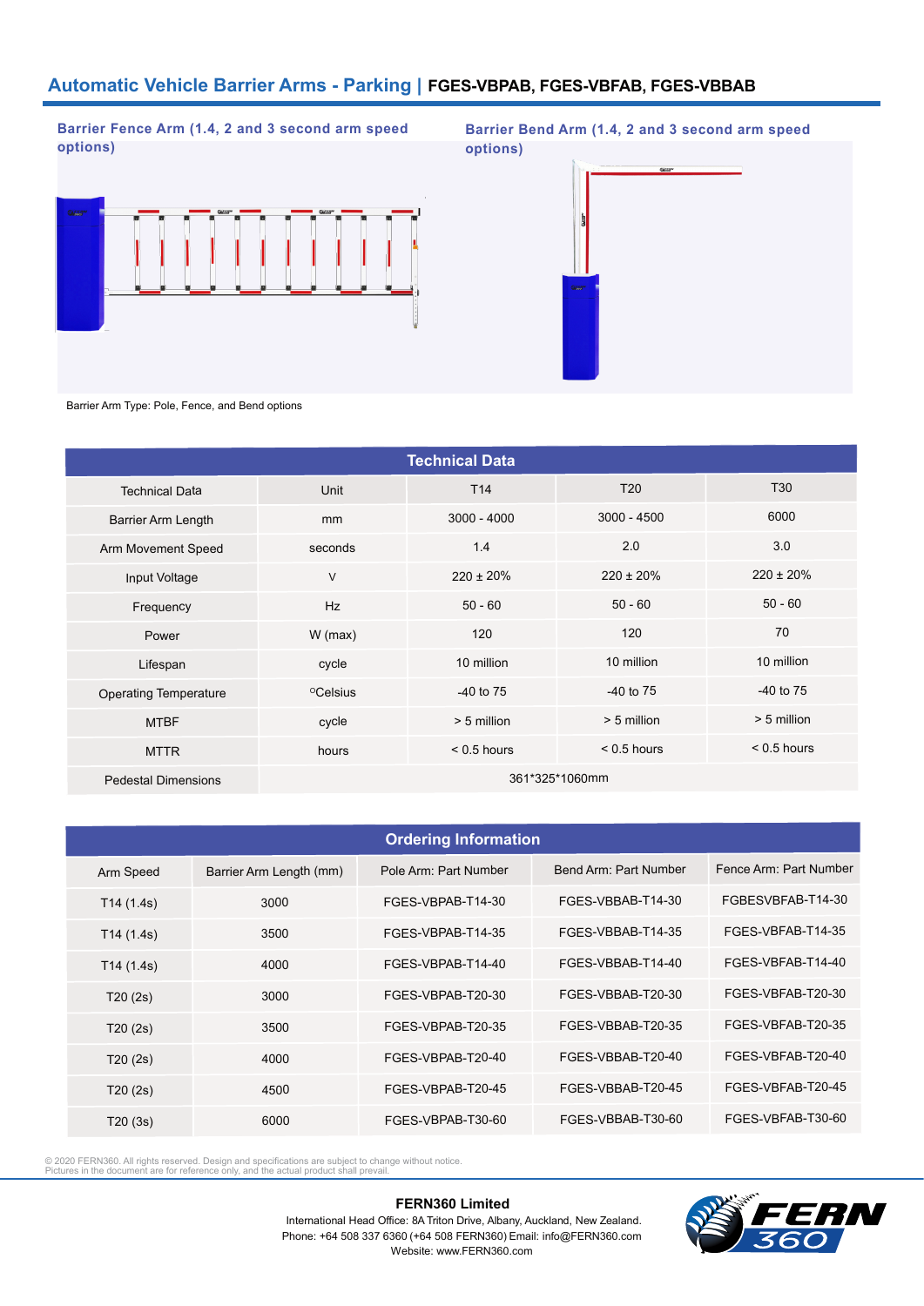## Automatic Vehicle Barrier Arms - Parking | FGES-VBPAB, FGES-VBFAB, FGES-VBBAB

### Barrier Fence Arm (1.4, 2 and 3 second arm speed options)

### Barrier Bend Arm (1.4, 2 and 3 second arm speed options)

Barrier Arm Type: Pole, Fence, and Bend options

**Technical Data**

| Technical Data | Unit | T14 | T20 | T30 |
|---|---|---|---|---|
| Barrier Arm Length | mm | 3000 - 4000 | 3000 - 4500 | 6000 |
| Arm Movement Speed | seconds | 1.4 | 2.0 | 3.0 |
| Input Voltage | V | 220 ± 20% | 220 ± 20% | 220 ± 20% |
| Frequency | Hz | 50 - 60 | 50 - 60 | 50 - 60 |
| Power | W (max) | 120 | 120 | 70 |
| Lifespan | cycle | 10 million | 10 million | 10 million |
| Operating Temperature | °Celsius | -40 to 75 | -40 to 75 | -40 to 75 |
| MTBF | cycle | > 5 million | > 5 million | > 5 million |
| MTTR | hours | < 0.5 hours | < 0.5 hours | < 0.5 hours |
| Pedestal Dimensions | 361*325*1060mm | | | |

**Ordering Information**

| Arm Speed | Barrier Arm Length (mm) | Pole Arm: Part Number | Bend Arm: Part Number | Fence Arm: Part Number |
|---|---|---|---|---|
| T14 (1.4s) | 3000 | FGES-VBPAB-T14-30 | FGES-VBBAB-T14-30 | FGBESVBFAB-T14-30 |
| T14 (1.4s) | 3500 | FGES-VBPAB-T14-35 | FGES-VBBAB-T14-35 | FGES-VBFAB-T14-35 |
| T14 (1.4s) | 4000 | FGES-VBPAB-T14-40 | FGES-VBBAB-T14-40 | FGES-VBFAB-T14-40 |
| T20 (2s) | 3000 | FGES-VBPAB-T20-30 | FGES-VBBAB-T20-30 | FGES-VBFAB-T20-30 |
| T20 (2s) | 3500 | FGES-VBPAB-T20-35 | FGES-VBBAB-T20-35 | FGES-VBFAB-T20-35 |
| T20 (2s) | 4000 | FGES-VBPAB-T20-40 | FGES-VBBAB-T20-40 | FGES-VBFAB-T20-40 |
| T20 (2s) | 4500 | FGES-VBPAB-T20-45 | FGES-VBBAB-T20-45 | FGES-VBFAB-T20-45 |
| T20 (3s) | 6000 | FGES-VBPAB-T30-60 | FGES-VBBAB-T30-60 | FGES-VBFAB-T30-60 |

© 2020 FERN360. All rights reserved. Design and specifications are subject to change without notice.
Pictures in the document are for reference only, and the actual product shall prevail.

**FERN360 Limited**
International Head Office: 8A Triton Drive, Albany, Auckland, New Zealand.
Phone: +64 508 337 6360 (+64 508 FERN360) Email: info@FERN360.com
Website: www.FERN360.com